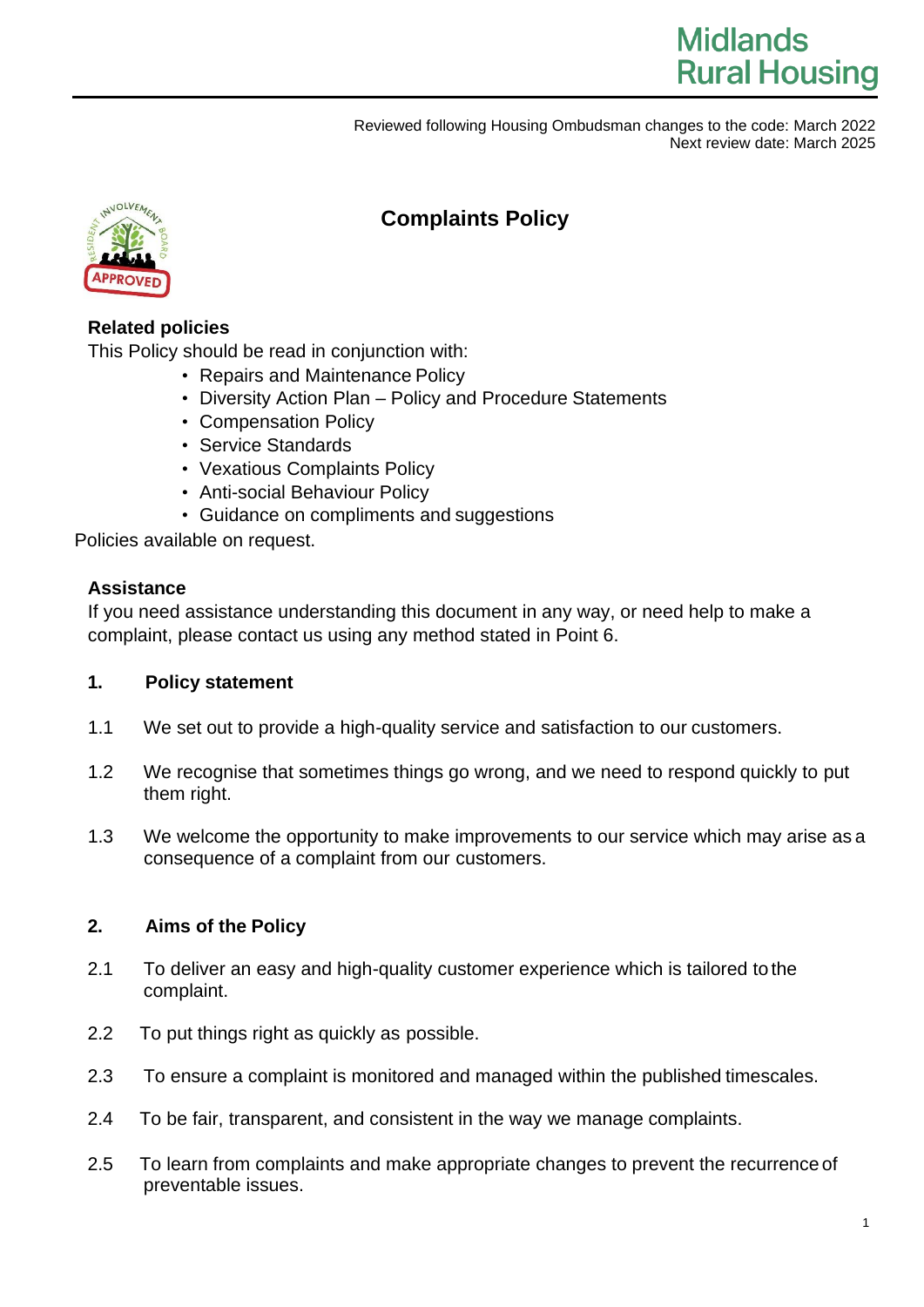Midlands Rural Housing

Reviewed following Housing Ombudsman changes to the code: March 2022
Next review date: March 2025

# Complaints Policy

**Related policies**

This Policy should be read in conjunction with:

- Repairs and Maintenance Policy
- Diversity Action Plan – Policy and Procedure Statements
- Compensation Policy
- Service Standards
- Vexatious Complaints Policy
- Anti-social Behaviour Policy
- Guidance on compliments and suggestions

Policies available on request.

**Assistance**

If you need assistance understanding this document in any way, or need help to make a complaint, please contact us using any method stated in Point 6.

## 1. Policy statement

1.1 We set out to provide a high-quality service and satisfaction to our customers.

1.2 We recognise that sometimes things go wrong, and we need to respond quickly to put them right.

1.3 We welcome the opportunity to make improvements to our service which may arise as a consequence of a complaint from our customers.

## 2. Aims of the Policy

2.1 To deliver an easy and high-quality customer experience which is tailored to the complaint.

2.2 To put things right as quickly as possible.

2.3 To ensure a complaint is monitored and managed within the published timescales.

2.4 To be fair, transparent, and consistent in the way we manage complaints.

2.5 To learn from complaints and make appropriate changes to prevent the recurrence of preventable issues.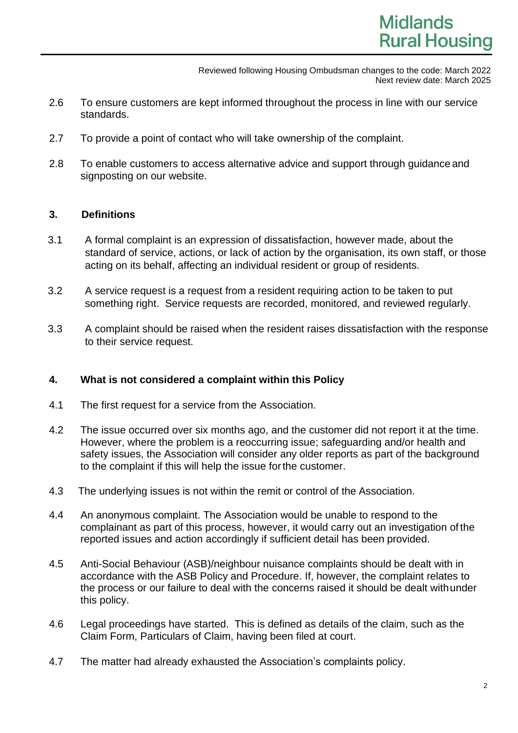2.6 To ensure customers are kept informed throughout the process in line with our service standards.

2.7 To provide a point of contact who will take ownership of the complaint.

2.8 To enable customers to access alternative advice and support through guidance and signposting on our website.

## 3. Definitions

3.1 A formal complaint is an expression of dissatisfaction, however made, about the standard of service, actions, or lack of action by the organisation, its own staff, or those acting on its behalf, affecting an individual resident or group of residents.

3.2 A service request is a request from a resident requiring action to be taken to put something right. Service requests are recorded, monitored, and reviewed regularly.

3.3 A complaint should be raised when the resident raises dissatisfaction with the response to their service request.

## 4. What is not considered a complaint within this Policy

4.1 The first request for a service from the Association.

4.2 The issue occurred over six months ago, and the customer did not report it at the time. However, where the problem is a reoccurring issue; safeguarding and/or health and safety issues, the Association will consider any older reports as part of the background to the complaint if this will help the issue for the customer.

4.3 The underlying issues is not within the remit or control of the Association.

4.4 An anonymous complaint. The Association would be unable to respond to the complainant as part of this process, however, it would carry out an investigation of the reported issues and action accordingly if sufficient detail has been provided.

4.5 Anti-Social Behaviour (ASB)/neighbour nuisance complaints should be dealt with in accordance with the ASB Policy and Procedure. If, however, the complaint relates to the process or our failure to deal with the concerns raised it should be dealt with under this policy.

4.6 Legal proceedings have started. This is defined as details of the claim, such as the Claim Form, Particulars of Claim, having been filed at court.

4.7 The matter had already exhausted the Association's complaints policy.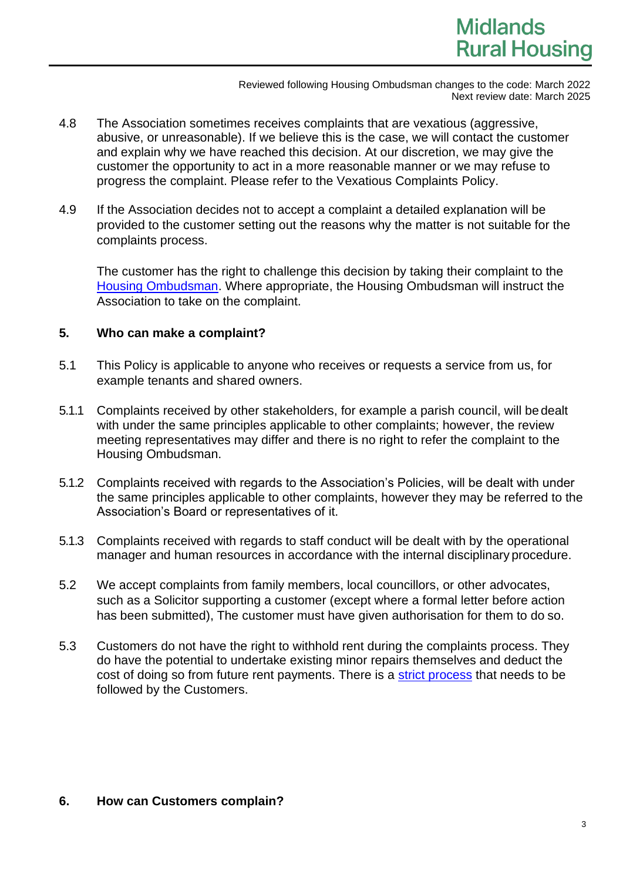4.8 The Association sometimes receives complaints that are vexatious (aggressive, abusive, or unreasonable). If we believe this is the case, we will contact the customer and explain why we have reached this decision. At our discretion, we may give the customer the opportunity to act in a more reasonable manner or we may refuse to progress the complaint. Please refer to the Vexatious Complaints Policy.

4.9 If the Association decides not to accept a complaint a detailed explanation will be provided to the customer setting out the reasons why the matter is not suitable for the complaints process.

The customer has the right to challenge this decision by taking their complaint to the Housing Ombudsman. Where appropriate, the Housing Ombudsman will instruct the Association to take on the complaint.

## 5. Who can make a complaint?

5.1 This Policy is applicable to anyone who receives or requests a service from us, for example tenants and shared owners.

5.1.1 Complaints received by other stakeholders, for example a parish council, will be dealt with under the same principles applicable to other complaints; however, the review meeting representatives may differ and there is no right to refer the complaint to the Housing Ombudsman.

5.1.2 Complaints received with regards to the Association's Policies, will be dealt with under the same principles applicable to other complaints, however they may be referred to the Association's Board or representatives of it.

5.1.3 Complaints received with regards to staff conduct will be dealt with by the operational manager and human resources in accordance with the internal disciplinary procedure.

5.2 We accept complaints from family members, local councillors, or other advocates, such as a Solicitor supporting a customer (except where a formal letter before action has been submitted), The customer must have given authorisation for them to do so.

5.3 Customers do not have the right to withhold rent during the complaints process. They do have the potential to undertake existing minor repairs themselves and deduct the cost of doing so from future rent payments. There is a strict process that needs to be followed by the Customers.

## 6. How can Customers complain?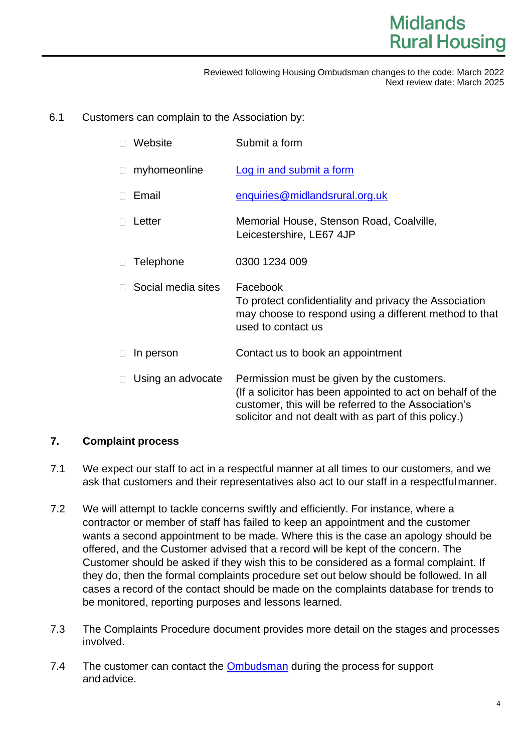Reviewed following Housing Ombudsman changes to the code: March 2022
Next review date: March 2025

6.1 Customers can complain to the Association by:

- Website — Submit a form
- myhomeonline — Log in and submit a form
- Email — enquiries@midlandsrural.org.uk
- Letter — Memorial House, Stenson Road, Coalville, Leicestershire, LE67 4JP
- Telephone — 0300 1234 009
- Social media sites — Facebook
  To protect confidentiality and privacy the Association may choose to respond using a different method to that used to contact us
- In person — Contact us to book an appointment
- Using an advocate — Permission must be given by the customers.
  (If a solicitor has been appointed to act on behalf of the customer, this will be referred to the Association's solicitor and not dealt with as part of this policy.)

## 7. Complaint process

7.1 We expect our staff to act in a respectful manner at all times to our customers, and we ask that customers and their representatives also act to our staff in a respectful manner.

7.2 We will attempt to tackle concerns swiftly and efficiently. For instance, where a contractor or member of staff has failed to keep an appointment and the customer wants a second appointment to be made. Where this is the case an apology should be offered, and the Customer advised that a record will be kept of the concern. The Customer should be asked if they wish this to be considered as a formal complaint. If they do, then the formal complaints procedure set out below should be followed. In all cases a record of the contact should be made on the complaints database for trends to be monitored, reporting purposes and lessons learned.

7.3 The Complaints Procedure document provides more detail on the stages and processes involved.

7.4 The customer can contact the Ombudsman during the process for support and advice.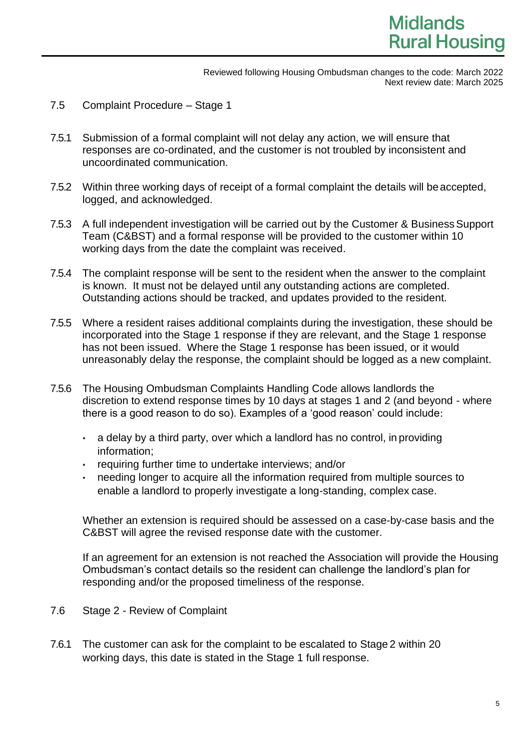## 7.5 Complaint Procedure – Stage 1

7.5.1 Submission of a formal complaint will not delay any action, we will ensure that responses are co-ordinated, and the customer is not troubled by inconsistent and uncoordinated communication.

7.5.2 Within three working days of receipt of a formal complaint the details will be accepted, logged, and acknowledged.

7.5.3 A full independent investigation will be carried out by the Customer & Business Support Team (C&BST) and a formal response will be provided to the customer within 10 working days from the date the complaint was received.

7.5.4 The complaint response will be sent to the resident when the answer to the complaint is known. It must not be delayed until any outstanding actions are completed. Outstanding actions should be tracked, and updates provided to the resident.

7.5.5 Where a resident raises additional complaints during the investigation, these should be incorporated into the Stage 1 response if they are relevant, and the Stage 1 response has not been issued. Where the Stage 1 response has been issued, or it would unreasonably delay the response, the complaint should be logged as a new complaint.

7.5.6 The Housing Ombudsman Complaints Handling Code allows landlords the discretion to extend response times by 10 days at stages 1 and 2 (and beyond - where there is a good reason to do so). Examples of a 'good reason' could include:

- a delay by a third party, over which a landlord has no control, in providing information;
- requiring further time to undertake interviews; and/or
- needing longer to acquire all the information required from multiple sources to enable a landlord to properly investigate a long-standing, complex case.

Whether an extension is required should be assessed on a case-by-case basis and the C&BST will agree the revised response date with the customer.

If an agreement for an extension is not reached the Association will provide the Housing Ombudsman's contact details so the resident can challenge the landlord's plan for responding and/or the proposed timeliness of the response.

## 7.6 Stage 2 - Review of Complaint

7.6.1 The customer can ask for the complaint to be escalated to Stage 2 within 20 working days, this date is stated in the Stage 1 full response.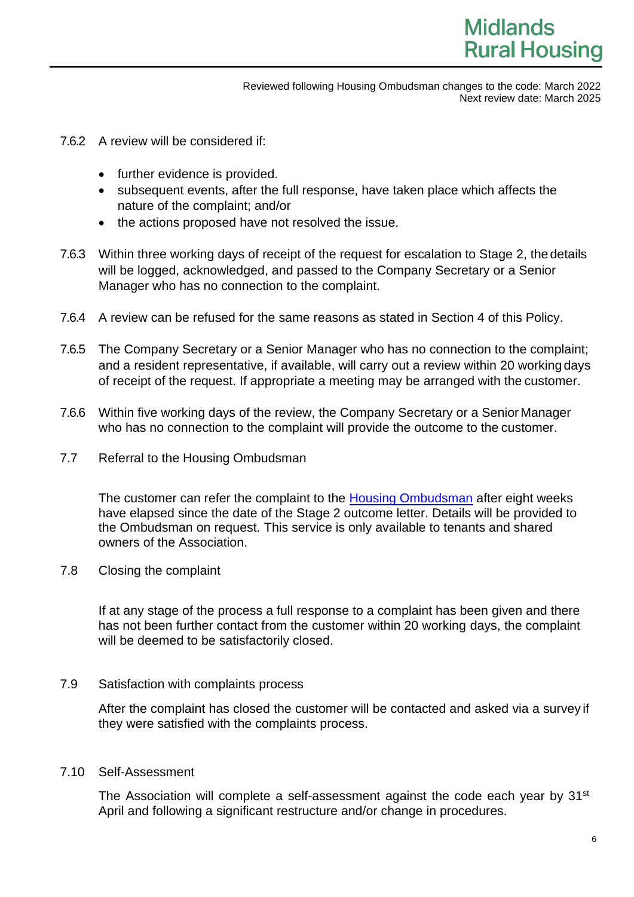7.6.2 A review will be considered if:

- further evidence is provided.
- subsequent events, after the full response, have taken place which affects the nature of the complaint; and/or
- the actions proposed have not resolved the issue.

7.6.3 Within three working days of receipt of the request for escalation to Stage 2, the details will be logged, acknowledged, and passed to the Company Secretary or a Senior Manager who has no connection to the complaint.

7.6.4 A review can be refused for the same reasons as stated in Section 4 of this Policy.

7.6.5 The Company Secretary or a Senior Manager who has no connection to the complaint; and a resident representative, if available, will carry out a review within 20 working days of receipt of the request. If appropriate a meeting may be arranged with the customer.

7.6.6 Within five working days of the review, the Company Secretary or a Senior Manager who has no connection to the complaint will provide the outcome to the customer.

7.7 Referral to the Housing Ombudsman

The customer can refer the complaint to the Housing Ombudsman after eight weeks have elapsed since the date of the Stage 2 outcome letter. Details will be provided to the Ombudsman on request. This service is only available to tenants and shared owners of the Association.

7.8 Closing the complaint

If at any stage of the process a full response to a complaint has been given and there has not been further contact from the customer within 20 working days, the complaint will be deemed to be satisfactorily closed.

7.9 Satisfaction with complaints process

After the complaint has closed the customer will be contacted and asked via a survey if they were satisfied with the complaints process.

7.10 Self-Assessment

The Association will complete a self-assessment against the code each year by 31st April and following a significant restructure and/or change in procedures.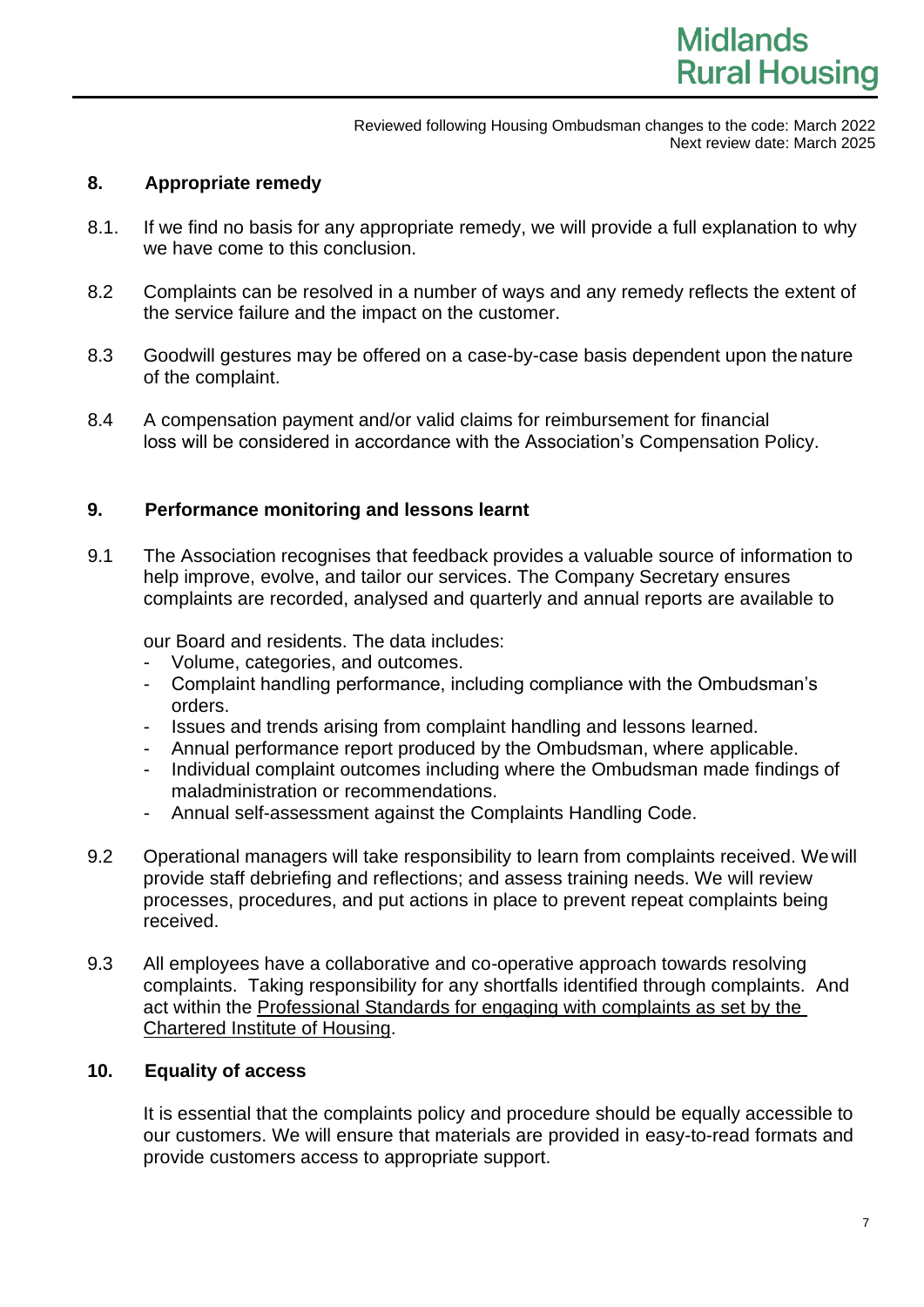## 8. Appropriate remedy

8.1. If we find no basis for any appropriate remedy, we will provide a full explanation to why we have come to this conclusion.

8.2 Complaints can be resolved in a number of ways and any remedy reflects the extent of the service failure and the impact on the customer.

8.3 Goodwill gestures may be offered on a case-by-case basis dependent upon the nature of the complaint.

8.4 A compensation payment and/or valid claims for reimbursement for financial loss will be considered in accordance with the Association's Compensation Policy.

## 9. Performance monitoring and lessons learnt

9.1 The Association recognises that feedback provides a valuable source of information to help improve, evolve, and tailor our services. The Company Secretary ensures complaints are recorded, analysed and quarterly and annual reports are available to

our Board and residents. The data includes:

- Volume, categories, and outcomes.
- Complaint handling performance, including compliance with the Ombudsman's orders.
- Issues and trends arising from complaint handling and lessons learned.
- Annual performance report produced by the Ombudsman, where applicable.
- Individual complaint outcomes including where the Ombudsman made findings of maladministration or recommendations.
- Annual self-assessment against the Complaints Handling Code.

9.2 Operational managers will take responsibility to learn from complaints received. We will provide staff debriefing and reflections; and assess training needs. We will review processes, procedures, and put actions in place to prevent repeat complaints being received.

9.3 All employees have a collaborative and co-operative approach towards resolving complaints. Taking responsibility for any shortfalls identified through complaints. And act within the Professional Standards for engaging with complaints as set by the Chartered Institute of Housing.

## 10. Equality of access

It is essential that the complaints policy and procedure should be equally accessible to our customers. We will ensure that materials are provided in easy-to-read formats and provide customers access to appropriate support.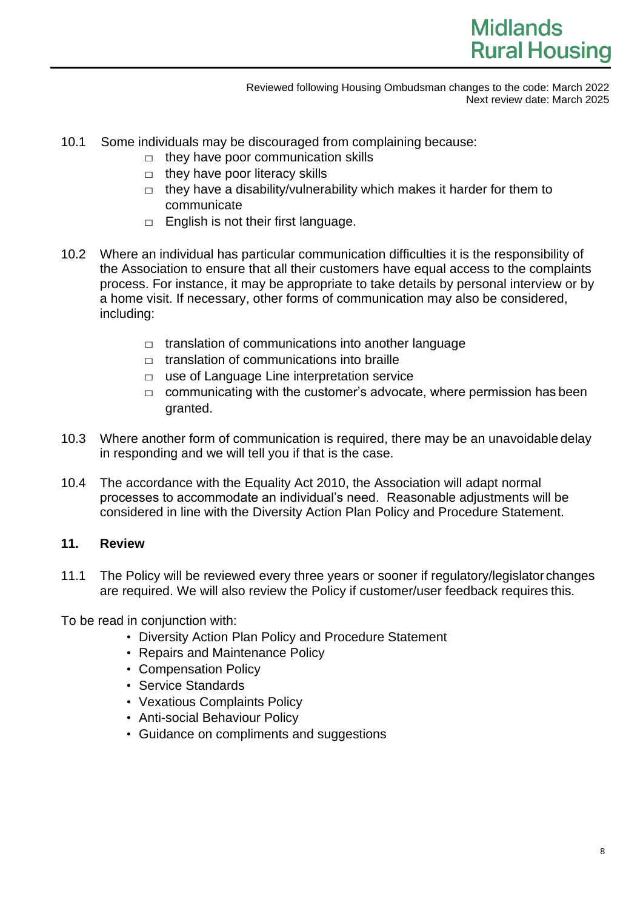10.1 Some individuals may be discouraged from complaining because:

- they have poor communication skills
- they have poor literacy skills
- they have a disability/vulnerability which makes it harder for them to communicate
- English is not their first language.

10.2 Where an individual has particular communication difficulties it is the responsibility of the Association to ensure that all their customers have equal access to the complaints process. For instance, it may be appropriate to take details by personal interview or by a home visit. If necessary, other forms of communication may also be considered, including:

- translation of communications into another language
- translation of communications into braille
- use of Language Line interpretation service
- communicating with the customer's advocate, where permission has been granted.

10.3 Where another form of communication is required, there may be an unavoidable delay in responding and we will tell you if that is the case.

10.4 The accordance with the Equality Act 2010, the Association will adapt normal processes to accommodate an individual's need. Reasonable adjustments will be considered in line with the Diversity Action Plan Policy and Procedure Statement.

## 11. Review

11.1 The Policy will be reviewed every three years or sooner if regulatory/legislator changes are required. We will also review the Policy if customer/user feedback requires this.

To be read in conjunction with:

- Diversity Action Plan Policy and Procedure Statement
- Repairs and Maintenance Policy
- Compensation Policy
- Service Standards
- Vexatious Complaints Policy
- Anti-social Behaviour Policy
- Guidance on compliments and suggestions